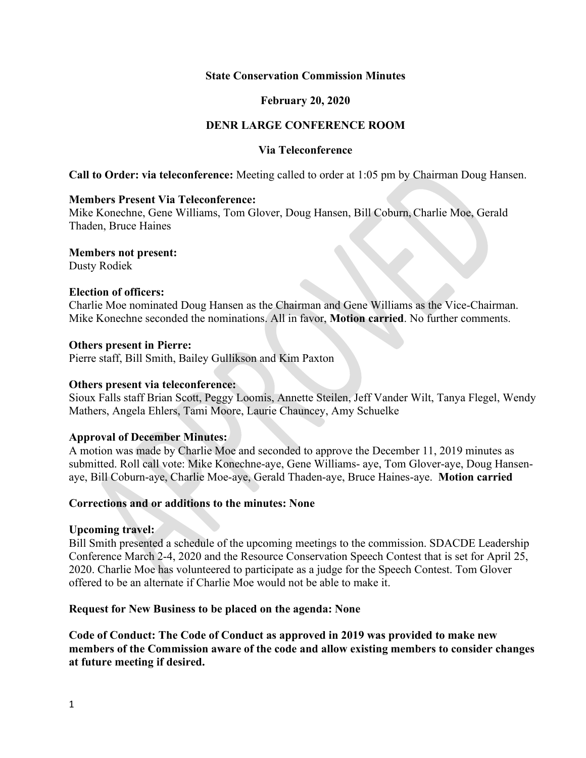**State Conservation Commission Minutes**

**February 20, 2020**

**DENR LARGE CONFERENCE ROOM**

**Via Teleconference**

**Call to Order: via teleconference:** Meeting called to order at 1:05 pm by Chairman Doug Hansen.

**Members Present Via Teleconference:**
Mike Konechne, Gene Williams, Tom Glover, Doug Hansen, Bill Coburn, Charlie Moe, Gerald Thaden, Bruce Haines

**Members not present:**
Dusty Rodiek

**Election of officers:**
Charlie Moe nominated Doug Hansen as the Chairman and Gene Williams as the Vice-Chairman. Mike Konechne seconded the nominations. All in favor, **Motion carried**. No further comments.

**Others present in Pierre:**
Pierre staff, Bill Smith, Bailey Gullikson and Kim Paxton

**Others present via teleconference:**
Sioux Falls staff Brian Scott, Peggy Loomis, Annette Steilen, Jeff Vander Wilt, Tanya Flegel, Wendy Mathers, Angela Ehlers, Tami Moore, Laurie Chauncey, Amy Schuelke

**Approval of December Minutes:**
A motion was made by Charlie Moe and seconded to approve the December 11, 2019 minutes as submitted. Roll call vote: Mike Konechne-aye, Gene Williams- aye, Tom Glover-aye, Doug Hansen-aye, Bill Coburn-aye, Charlie Moe-aye, Gerald Thaden-aye, Bruce Haines-aye. **Motion carried**

**Corrections and or additions to the minutes: None**

**Upcoming travel:**
Bill Smith presented a schedule of the upcoming meetings to the commission. SDACDE Leadership Conference March 2-4, 2020 and the Resource Conservation Speech Contest that is set for April 25, 2020. Charlie Moe has volunteered to participate as a judge for the Speech Contest. Tom Glover offered to be an alternate if Charlie Moe would not be able to make it.

**Request for New Business to be placed on the agenda: None**

**Code of Conduct: The Code of Conduct as approved in 2019 was provided to make new members of the Commission aware of the code and allow existing members to consider changes at future meeting if desired.**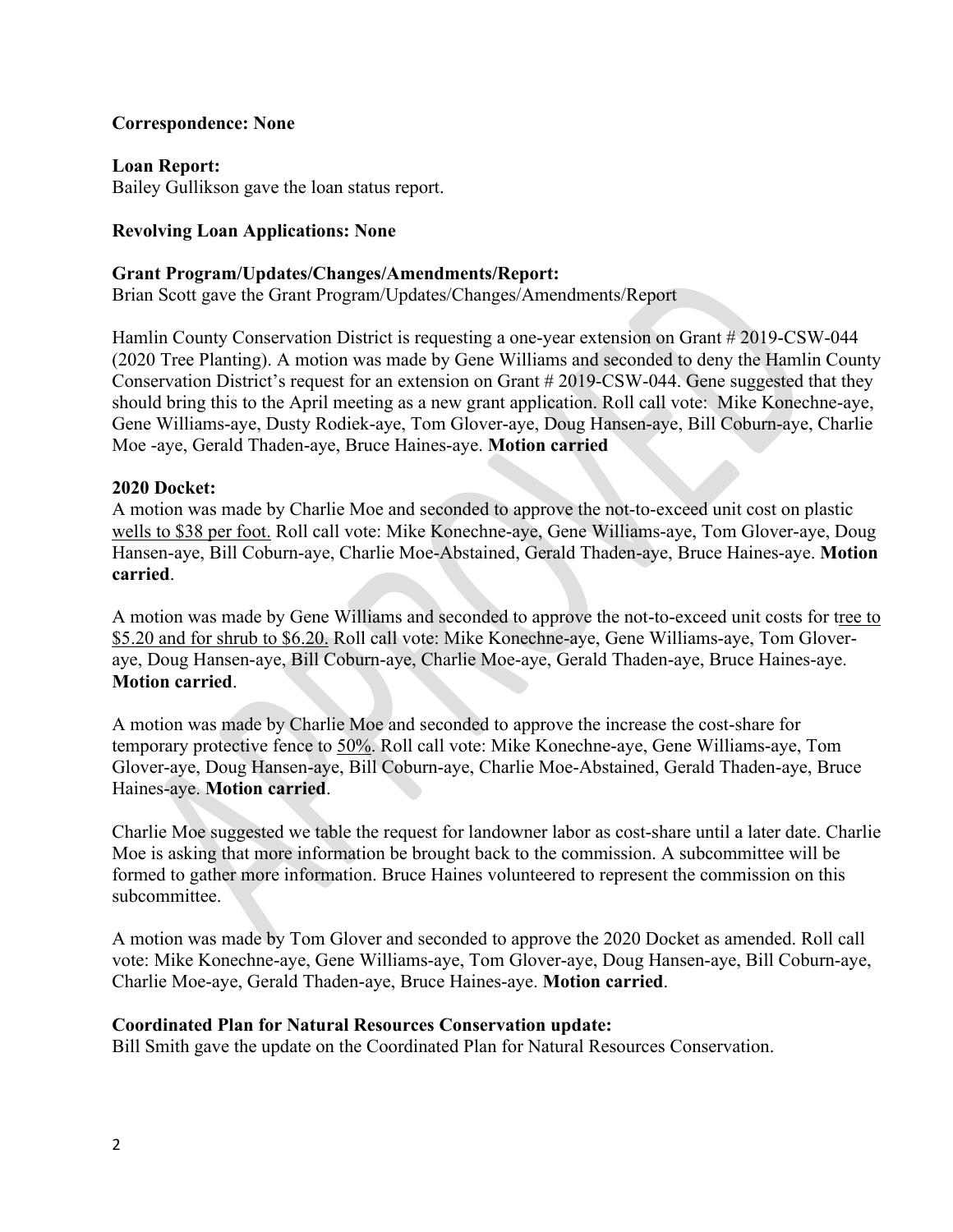**Correspondence: None**

**Loan Report:**
Bailey Gullikson gave the loan status report.

**Revolving Loan Applications: None**

**Grant Program/Updates/Changes/Amendments/Report:**
Brian Scott gave the Grant Program/Updates/Changes/Amendments/Report

Hamlin County Conservation District is requesting a one-year extension on Grant # 2019-CSW-044 (2020 Tree Planting). A motion was made by Gene Williams and seconded to deny the Hamlin County Conservation District's request for an extension on Grant # 2019-CSW-044. Gene suggested that they should bring this to the April meeting as a new grant application. Roll call vote: Mike Konechne-aye, Gene Williams-aye, Dusty Rodiek-aye, Tom Glover-aye, Doug Hansen-aye, Bill Coburn-aye, Charlie Moe -aye, Gerald Thaden-aye, Bruce Haines-aye. **Motion carried**

**2020 Docket:**
A motion was made by Charlie Moe and seconded to approve the not-to-exceed unit cost on plastic <u>wells to $38 per foot.</u> Roll call vote: Mike Konechne-aye, Gene Williams-aye, Tom Glover-aye, Doug Hansen-aye, Bill Coburn-aye, Charlie Moe-Abstained, Gerald Thaden-aye, Bruce Haines-aye. **Motion carried**.

A motion was made by Gene Williams and seconded to approve the not-to-exceed unit costs for <u>tree to $5.20 and for shrub to $6.20.</u> Roll call vote: Mike Konechne-aye, Gene Williams-aye, Tom Glover-aye, Doug Hansen-aye, Bill Coburn-aye, Charlie Moe-aye, Gerald Thaden-aye, Bruce Haines-aye. **Motion carried**.

A motion was made by Charlie Moe and seconded to approve the increase the cost-share for temporary protective fence to <u>50%</u>. Roll call vote: Mike Konechne-aye, Gene Williams-aye, Tom Glover-aye, Doug Hansen-aye, Bill Coburn-aye, Charlie Moe-Abstained, Gerald Thaden-aye, Bruce Haines-aye. **Motion carried**.

Charlie Moe suggested we table the request for landowner labor as cost-share until a later date. Charlie Moe is asking that more information be brought back to the commission. A subcommittee will be formed to gather more information. Bruce Haines volunteered to represent the commission on this subcommittee.

A motion was made by Tom Glover and seconded to approve the 2020 Docket as amended. Roll call vote: Mike Konechne-aye, Gene Williams-aye, Tom Glover-aye, Doug Hansen-aye, Bill Coburn-aye, Charlie Moe-aye, Gerald Thaden-aye, Bruce Haines-aye. **Motion carried**.

**Coordinated Plan for Natural Resources Conservation update:**
Bill Smith gave the update on the Coordinated Plan for Natural Resources Conservation.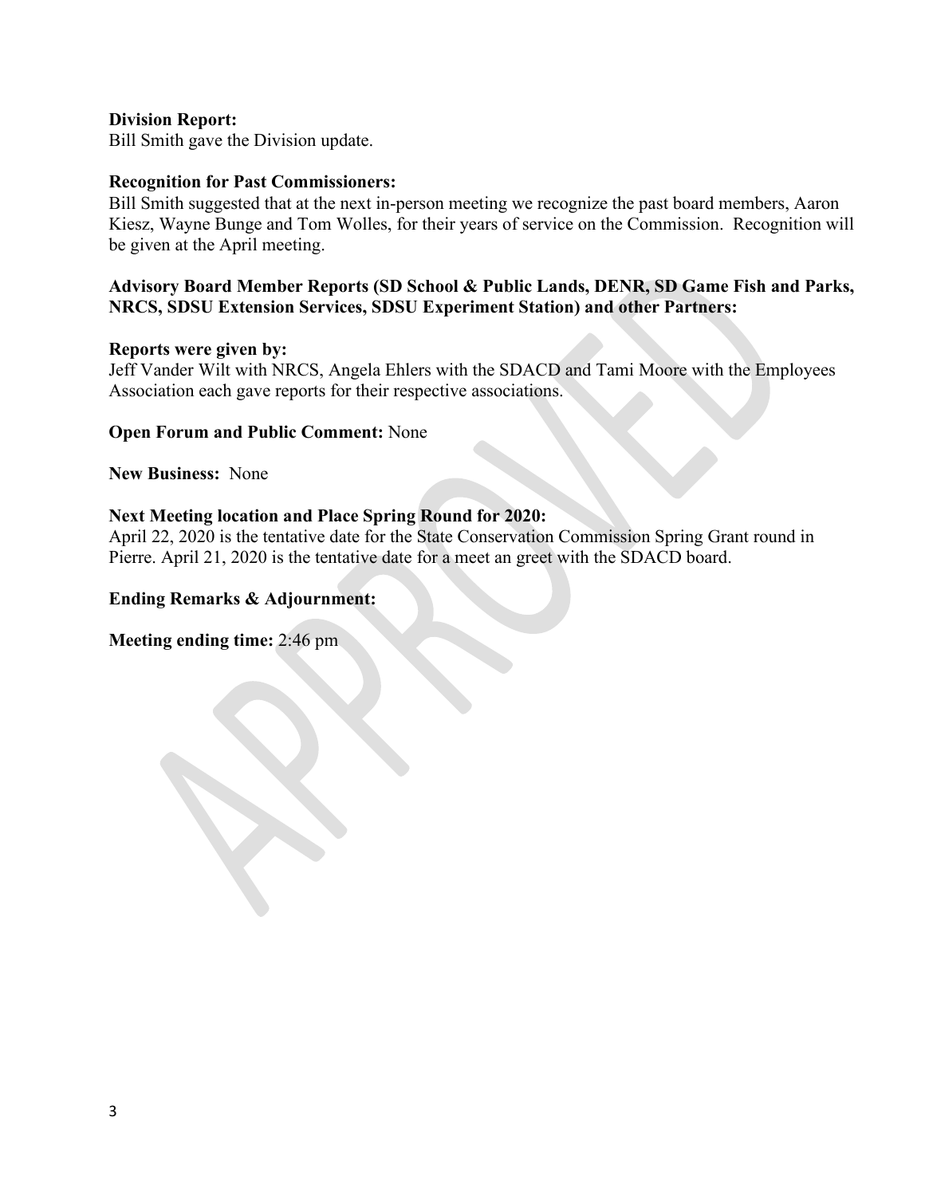**Division Report:**
Bill Smith gave the Division update.

**Recognition for Past Commissioners:**
Bill Smith suggested that at the next in-person meeting we recognize the past board members, Aaron Kiesz, Wayne Bunge and Tom Wolles, for their years of service on the Commission. Recognition will be given at the April meeting.

**Advisory Board Member Reports (SD School & Public Lands, DENR, SD Game Fish and Parks, NRCS, SDSU Extension Services, SDSU Experiment Station) and other Partners:**

**Reports were given by:**
Jeff Vander Wilt with NRCS, Angela Ehlers with the SDACD and Tami Moore with the Employees Association each gave reports for their respective associations.

**Open Forum and Public Comment:** None

**New Business:** None

**Next Meeting location and Place Spring Round for 2020:**
April 22, 2020 is the tentative date for the State Conservation Commission Spring Grant round in Pierre. April 21, 2020 is the tentative date for a meet an greet with the SDACD board.

**Ending Remarks & Adjournment:**

**Meeting ending time:** 2:46 pm